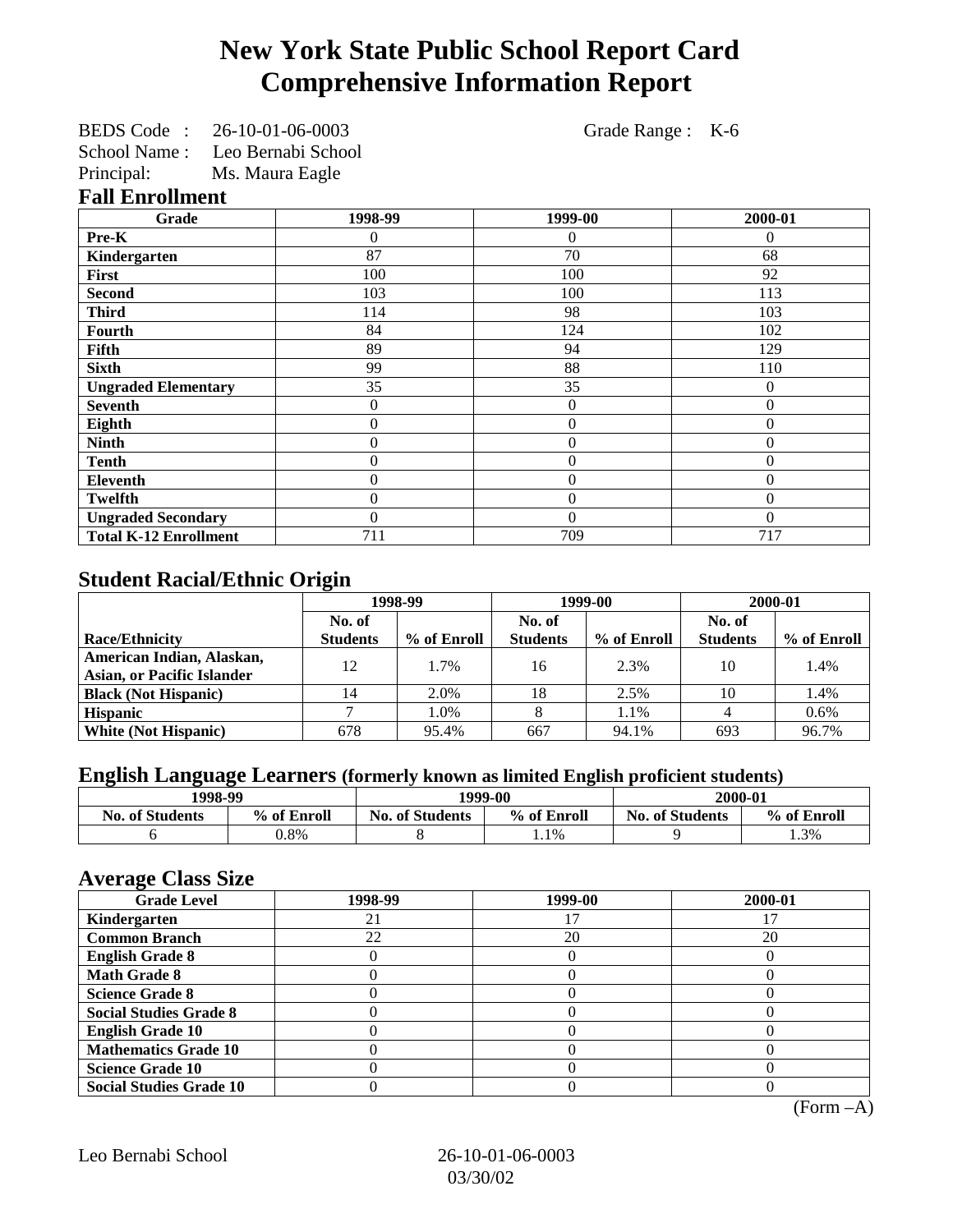# New York State Public School Report Card
# Comprehensive Information Report

BEDS Code : 26-10-01-06-0003    Grade Range : K-6
School Name : Leo Bernabi School
Principal: Ms. Maura Eagle

## Fall Enrollment

| Grade | 1998-99 | 1999-00 | 2000-01 |
|---|---|---|---|
| **Pre-K** | 0 | 0 | 0 |
| **Kindergarten** | 87 | 70 | 68 |
| **First** | 100 | 100 | 92 |
| **Second** | 103 | 100 | 113 |
| **Third** | 114 | 98 | 103 |
| **Fourth** | 84 | 124 | 102 |
| **Fifth** | 89 | 94 | 129 |
| **Sixth** | 99 | 88 | 110 |
| **Ungraded Elementary** | 35 | 35 | 0 |
| **Seventh** | 0 | 0 | 0 |
| **Eighth** | 0 | 0 | 0 |
| **Ninth** | 0 | 0 | 0 |
| **Tenth** | 0 | 0 | 0 |
| **Eleventh** | 0 | 0 | 0 |
| **Twelfth** | 0 | 0 | 0 |
| **Ungraded Secondary** | 0 | 0 | 0 |
| **Total K-12 Enrollment** | 711 | 709 | 717 |

## Student Racial/Ethnic Origin

| | 1998-99 | | 1999-00 | | 2000-01 | |
|---|---|---|---|---|---|---|
| **Race/Ethnicity** | **No. of Students** | **% of Enroll** | **No. of Students** | **% of Enroll** | **No. of Students** | **% of Enroll** |
| **American Indian, Alaskan, Asian, or Pacific Islander** | 12 | 1.7% | 16 | 2.3% | 10 | 1.4% |
| **Black (Not Hispanic)** | 14 | 2.0% | 18 | 2.5% | 10 | 1.4% |
| **Hispanic** | 7 | 1.0% | 8 | 1.1% | 4 | 0.6% |
| **White (Not Hispanic)** | 678 | 95.4% | 667 | 94.1% | 693 | 96.7% |

## English Language Learners (formerly known as limited English proficient students)

| 1998-99 | | 1999-00 | | 2000-01 | |
|---|---|---|---|---|---|
| **No. of Students** | **% of Enroll** | **No. of Students** | **% of Enroll** | **No. of Students** | **% of Enroll** |
| 6 | 0.8% | 8 | 1.1% | 9 | 1.3% |

## Average Class Size

| Grade Level | 1998-99 | 1999-00 | 2000-01 |
|---|---|---|---|
| **Kindergarten** | 21 | 17 | 17 |
| **Common Branch** | 22 | 20 | 20 |
| **English Grade 8** | 0 | 0 | 0 |
| **Math Grade 8** | 0 | 0 | 0 |
| **Science Grade 8** | 0 | 0 | 0 |
| **Social Studies Grade 8** | 0 | 0 | 0 |
| **English Grade 10** | 0 | 0 | 0 |
| **Mathematics Grade 10** | 0 | 0 | 0 |
| **Science Grade 10** | 0 | 0 | 0 |
| **Social Studies Grade 10** | 0 | 0 | 0 |

(Form –A)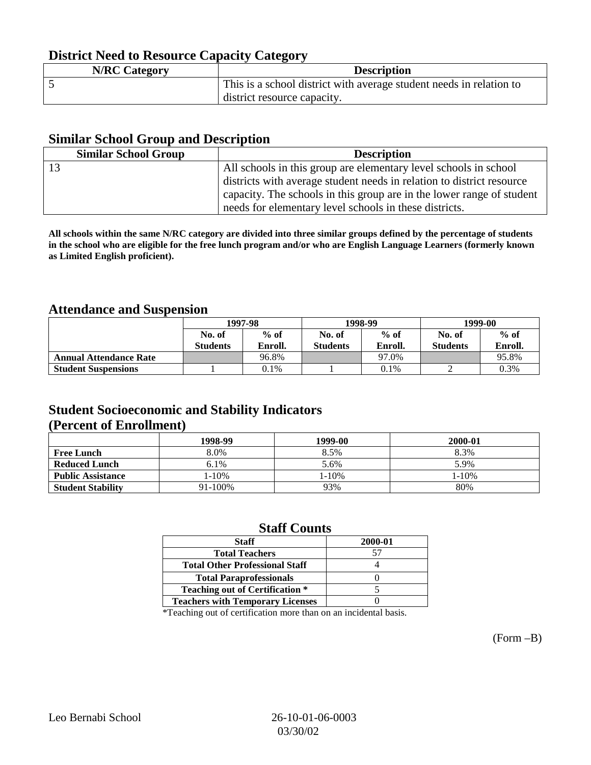## District Need to Resource Capacity Category

| N/RC Category | Description |
|---|---|
| 5 | This is a school district with average student needs in relation to district resource capacity. |

## Similar School Group and Description

| Similar School Group | Description |
|---|---|
| 13 | All schools in this group are elementary level schools in school districts with average student needs in relation to district resource capacity. The schools in this group are in the lower range of student needs for elementary level schools in these districts. |

**All schools within the same N/RC category are divided into three similar groups defined by the percentage of students in the school who are eligible for the free lunch program and/or who are English Language Learners (formerly known as Limited English proficient).**

## Attendance and Suspension

| | 1997-98 | | 1998-99 | | 1999-00 | |
|---|---|---|---|---|---|---|
| | No. of Students | % of Enroll. | No. of Students | % of Enroll. | No. of Students | % of Enroll. |
| **Annual Attendance Rate** | | 96.8% | | 97.0% | | 95.8% |
| **Student Suspensions** | 1 | 0.1% | 1 | 0.1% | 2 | 0.3% |

## Student Socioeconomic and Stability Indicators (Percent of Enrollment)

| | 1998-99 | 1999-00 | 2000-01 |
|---|---|---|---|
| **Free Lunch** | 8.0% | 8.5% | 8.3% |
| **Reduced Lunch** | 6.1% | 5.6% | 5.9% |
| **Public Assistance** | 1-10% | 1-10% | 1-10% |
| **Student Stability** | 91-100% | 93% | 80% |

## Staff Counts

| Staff | 2000-01 |
|---|---|
| Total Teachers | 57 |
| Total Other Professional Staff | 4 |
| Total Paraprofessionals | 0 |
| Teaching out of Certification * | 5 |
| Teachers with Temporary Licenses | 0 |

*Teaching out of certification more than on an incidental basis.

(Form –B)

Leo Bernabi School 26-10-01-06-0003
03/30/02